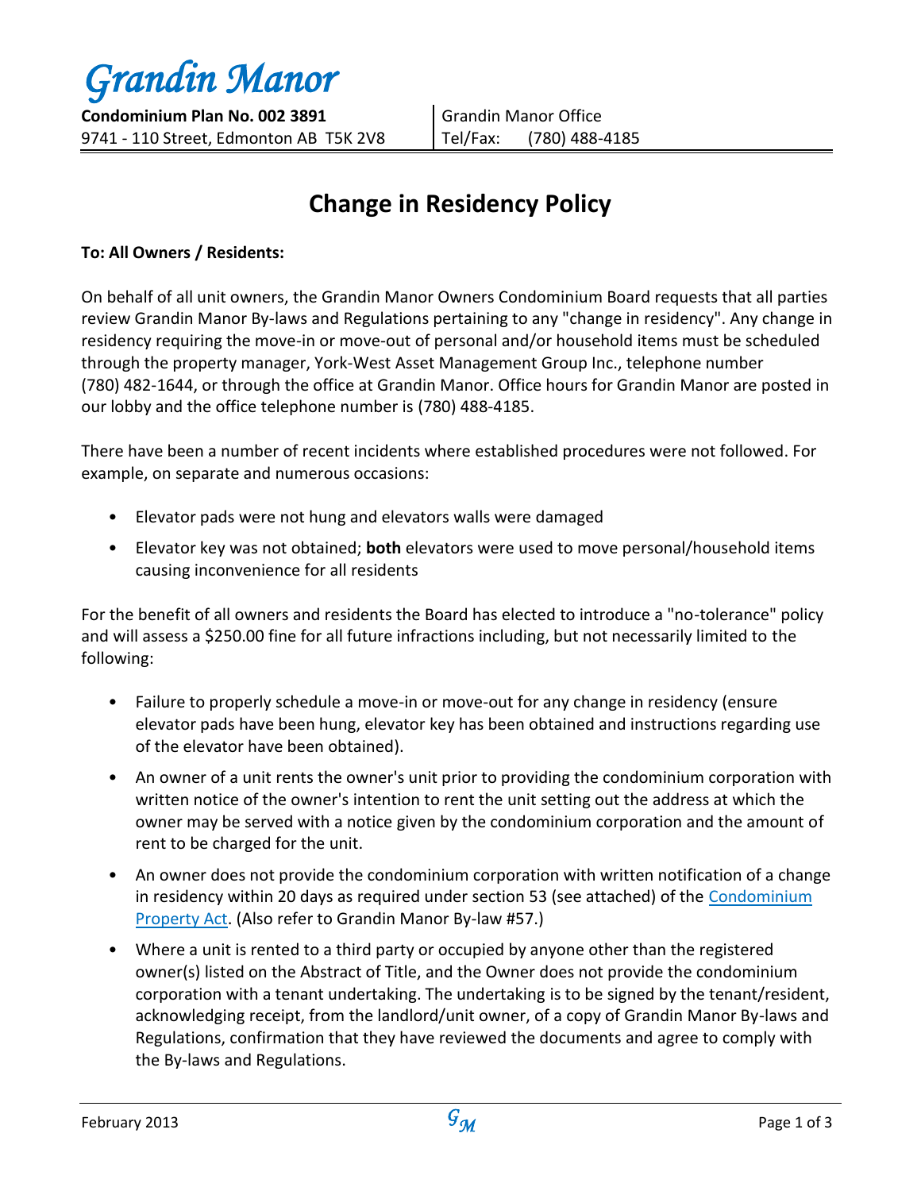# Grandin Manor

**Condominium Plan No. 002 3891**
9741 - 110 Street, Edmonton AB T5K 2V8

Grandin Manor Office
Tel/Fax: (780) 488-4185

## Change in Residency Policy

**To: All Owners / Residents:**

On behalf of all unit owners, the Grandin Manor Owners Condominium Board requests that all parties review Grandin Manor By-laws and Regulations pertaining to any "change in residency". Any change in residency requiring the move-in or move-out of personal and/or household items must be scheduled through the property manager, York-West Asset Management Group Inc., telephone number (780) 482-1644, or through the office at Grandin Manor. Office hours for Grandin Manor are posted in our lobby and the office telephone number is (780) 488-4185.

There have been a number of recent incidents where established procedures were not followed. For example, on separate and numerous occasions:

- Elevator pads were not hung and elevators walls were damaged
- Elevator key was not obtained; **both** elevators were used to move personal/household items causing inconvenience for all residents

For the benefit of all owners and residents the Board has elected to introduce a "no-tolerance" policy and will assess a $250.00 fine for all future infractions including, but not necessarily limited to the following:

- Failure to properly schedule a move-in or move-out for any change in residency (ensure elevator pads have been hung, elevator key has been obtained and instructions regarding use of the elevator have been obtained).
- An owner of a unit rents the owner's unit prior to providing the condominium corporation with written notice of the owner's intention to rent the unit setting out the address at which the owner may be served with a notice given by the condominium corporation and the amount of rent to be charged for the unit.
- An owner does not provide the condominium corporation with written notification of a change in residency within 20 days as required under section 53 (see attached) of the Condominium Property Act. (Also refer to Grandin Manor By-law #57.)
- Where a unit is rented to a third party or occupied by anyone other than the registered owner(s) listed on the Abstract of Title, and the Owner does not provide the condominium corporation with a tenant undertaking. The undertaking is to be signed by the tenant/resident, acknowledging receipt, from the landlord/unit owner, of a copy of Grandin Manor By-laws and Regulations, confirmation that they have reviewed the documents and agree to comply with the By-laws and Regulations.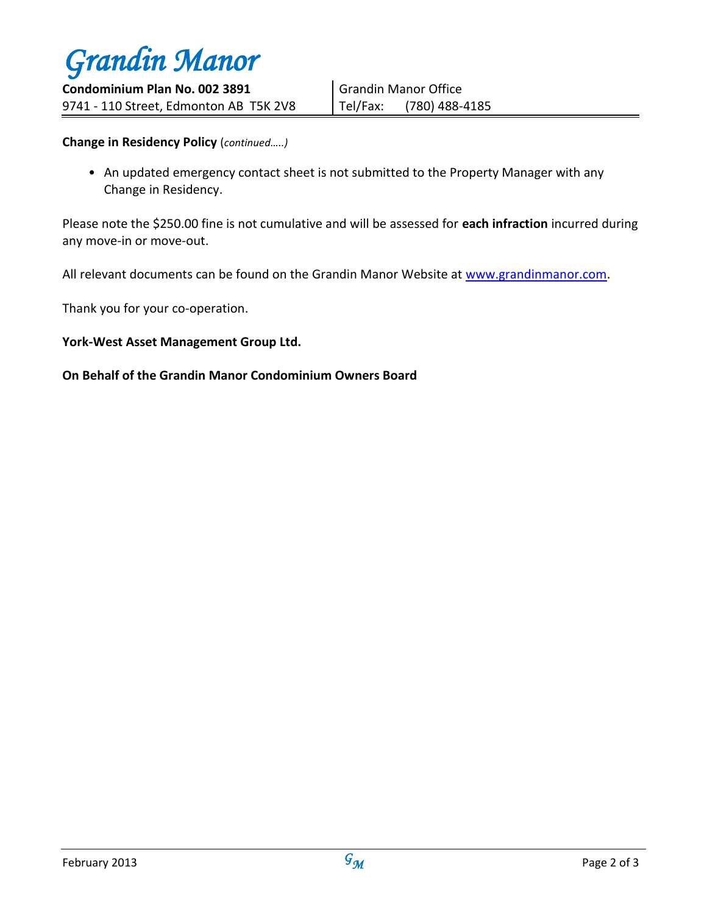**Change in Residency Policy** (*continued…..)*

- An updated emergency contact sheet is not submitted to the Property Manager with any Change in Residency.

Please note the $250.00 fine is not cumulative and will be assessed for **each infraction** incurred during any move-in or move-out.

All relevant documents can be found on the Grandin Manor Website at www.grandinmanor.com.

Thank you for your co-operation.

**York-West Asset Management Group Ltd.**

**On Behalf of the Grandin Manor Condominium Owners Board**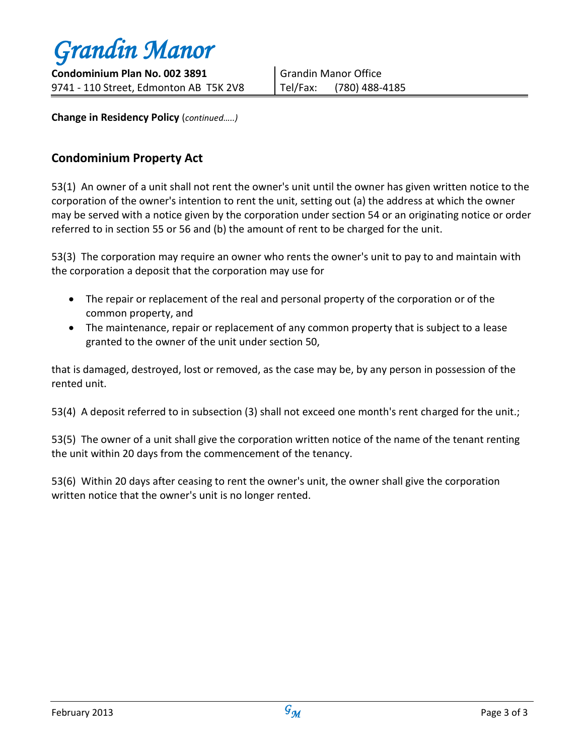**Change in Residency Policy** (*continued…..)*

## Condominium Property Act

53(1) An owner of a unit shall not rent the owner's unit until the owner has given written notice to the corporation of the owner's intention to rent the unit, setting out (a) the address at which the owner may be served with a notice given by the corporation under section 54 or an originating notice or order referred to in section 55 or 56 and (b) the amount of rent to be charged for the unit.

53(3) The corporation may require an owner who rents the owner's unit to pay to and maintain with the corporation a deposit that the corporation may use for

- The repair or replacement of the real and personal property of the corporation or of the common property, and
- The maintenance, repair or replacement of any common property that is subject to a lease granted to the owner of the unit under section 50,

that is damaged, destroyed, lost or removed, as the case may be, by any person in possession of the rented unit.

53(4) A deposit referred to in subsection (3) shall not exceed one month's rent charged for the unit.;

53(5) The owner of a unit shall give the corporation written notice of the name of the tenant renting the unit within 20 days from the commencement of the tenancy.

53(6) Within 20 days after ceasing to rent the owner's unit, the owner shall give the corporation written notice that the owner's unit is no longer rented.